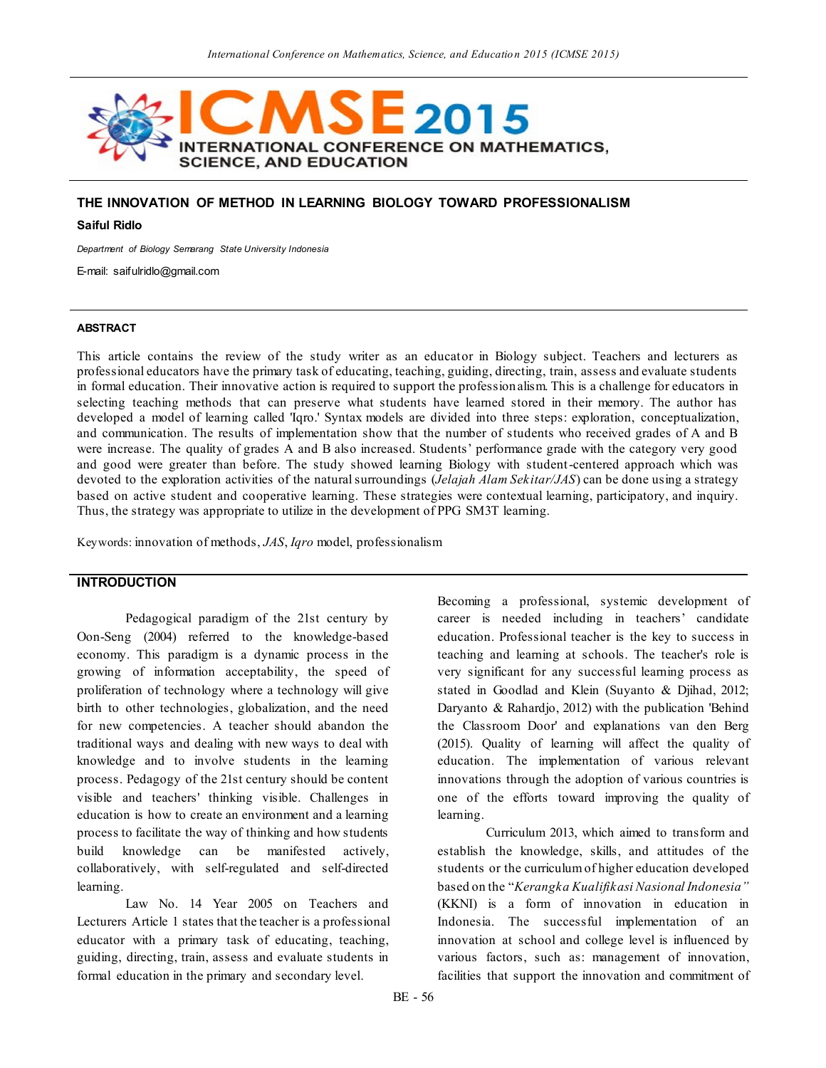# THE INNOVATION OF METHOD IN LEARNING BIOLOGY TOWARD PROFESSIONALISM

**Saiful Ridlo**

*Department of Biology Semarang State University Indonesia*

E-mail: saifulridlo@gmail.com

#### ABSTRACT

This article contains the review of the study writer as an educator in Biology subject. Teachers and lecturers as professional educators have the primary task of educating, teaching, guiding, directing, train, assess and evaluate students in formal education. Their innovative action is required to support the professionalism. This is a challenge for educators in selecting teaching methods that can preserve what students have learned stored in their memory. The author has developed a model of learning called 'Iqro.' Syntax models are divided into three steps: exploration, conceptualization, and communication. The results of implementation show that the number of students who received grades of A and B were increase. The quality of grades A and B also increased. Students' performance grade with the category very good and good were greater than before. The study showed learning Biology with student-centered approach which was devoted to the exploration activities of the natural surroundings (*Jelajah Alam Sekitar/JAS*) can be done using a strategy based on active student and cooperative learning. These strategies were contextual learning, participatory, and inquiry. Thus, the strategy was appropriate to utilize in the development of PPG SM3T learning.

Keywords: innovation of methods, *JAS*, *Iqro* model, professionalism

## INTRODUCTION

Pedagogical paradigm of the 21st century by Oon-Seng (2004) referred to the knowledge-based economy. This paradigm is a dynamic process in the growing of information acceptability, the speed of proliferation of technology where a technology will give birth to other technologies, globalization, and the need for new competencies. A teacher should abandon the traditional ways and dealing with new ways to deal with knowledge and to involve students in the learning process. Pedagogy of the 21st century should be content visible and teachers' thinking visible. Challenges in education is how to create an environment and a learning process to facilitate the way of thinking and how students build knowledge can be manifested actively, collaboratively, with self-regulated and self-directed learning.

Law No. 14 Year 2005 on Teachers and Lecturers Article 1 states that the teacher is a professional educator with a primary task of educating, teaching, guiding, directing, train, assess and evaluate students in formal education in the primary and secondary level. Becoming a professional, systemic development of career is needed including in teachers' candidate education. Professional teacher is the key to success in teaching and learning at schools. The teacher's role is very significant for any successful learning process as stated in Goodlad and Klein (Suyanto & Djihad, 2012; Daryanto & Rahardjo, 2012) with the publication 'Behind the Classroom Door' and explanations van den Berg (2015). Quality of learning will affect the quality of education. The implementation of various relevant innovations through the adoption of various countries is one of the efforts toward improving the quality of learning.

Curriculum 2013, which aimed to transform and establish the knowledge, skills, and attitudes of the students or the curriculum of higher education developed based on the "*Kerangka Kualifikasi Nasional Indonesia"* (KKNI) is a form of innovation in education in Indonesia. The successful implementation of an innovation at school and college level is influenced by various factors, such as: management of innovation, facilities that support the innovation and commitment of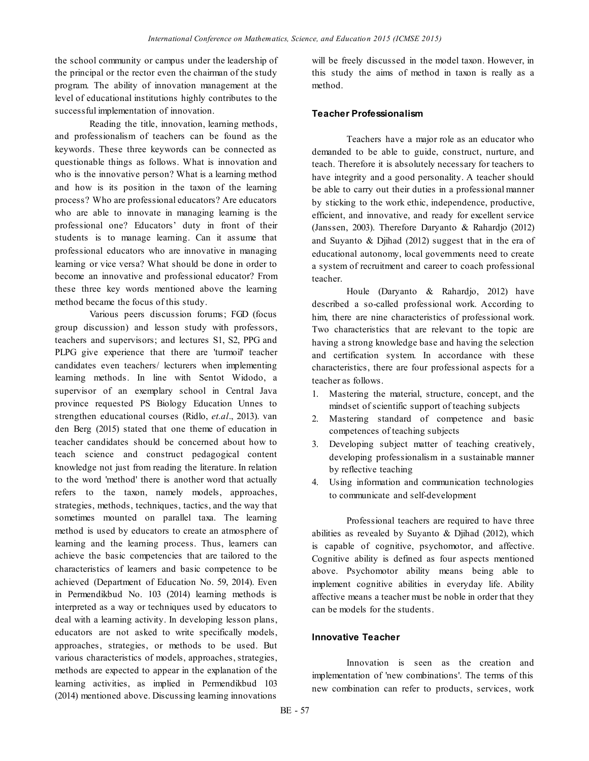the school community or campus under the leadership of the principal or the rector even the chairman of the study program. The ability of innovation management at the level of educational institutions highly contributes to the successful implementation of innovation.

Reading the title, innovation, learning methods, and professionalism of teachers can be found as the keywords. These three keywords can be connected as questionable things as follows. What is innovation and who is the innovative person? What is a learning method and how is its position in the taxon of the learning process? Who are professional educators? Are educators who are able to innovate in managing learning is the professional one? Educators' duty in front of their students is to manage learning. Can it assume that professional educators who are innovative in managing learning or vice versa? What should be done in order to become an innovative and professional educator? From these three key words mentioned above the learning method became the focus of this study.

Various peers discussion forums; FGD (focus group discussion) and lesson study with professors, teachers and supervisors; and lectures S1, S2, PPG and PLPG give experience that there are 'turmoil' teacher candidates even teachers/ lecturers when implementing learning methods. In line with Sentot Widodo, a supervisor of an exemplary school in Central Java province requested PS Biology Education Unnes to strengthen educational courses (Ridlo, *et.al*., 2013). van den Berg (2015) stated that one theme of education in teacher candidates should be concerned about how to teach science and construct pedagogical content knowledge not just from reading the literature. In relation to the word 'method' there is another word that actually refers to the taxon, namely models, approaches, strategies, methods, techniques, tactics, and the way that sometimes mounted on parallel taxa. The learning method is used by educators to create an atmosphere of learning and the learning process. Thus, learners can achieve the basic competencies that are tailored to the characteristics of learners and basic competence to be achieved (Department of Education No. 59, 2014). Even in Permendikbud No. 103 (2014) learning methods is interpreted as a way or techniques used by educators to deal with a learning activity. In developing lesson plans, educators are not asked to write specifically models, approaches, strategies, or methods to be used. But various characteristics of models, approaches, strategies, methods are expected to appear in the explanation of the learning activities, as implied in Permendikbud 103 (2014) mentioned above. Discussing learning innovations will be freely discussed in the model taxon. However, in this study the aims of method in taxon is really as a method.

### Teacher Professionalism

Teachers have a major role as an educator who demanded to be able to guide, construct, nurture, and teach. Therefore it is absolutely necessary for teachers to have integrity and a good personality. A teacher should be able to carry out their duties in a professional manner by sticking to the work ethic, independence, productive, efficient, and innovative, and ready for excellent service (Janssen, 2003). Therefore Daryanto & Rahardjo (2012) and Suyanto & Djihad (2012) suggest that in the era of educational autonomy, local governments need to create a system of recruitment and career to coach professional teacher.

Houle (Daryanto & Rahardjo, 2012) have described a so-called professional work. According to him, there are nine characteristics of professional work. Two characteristics that are relevant to the topic are having a strong knowledge base and having the selection and certification system. In accordance with these characteristics, there are four professional aspects for a teacher as follows.

1. Mastering the material, structure, concept, and the mindset of scientific support of teaching subjects
2. Mastering standard of competence and basic competences of teaching subjects
3. Developing subject matter of teaching creatively, developing professionalism in a sustainable manner by reflective teaching
4. Using information and communication technologies to communicate and self-development

Professional teachers are required to have three abilities as revealed by Suyanto & Djihad (2012), which is capable of cognitive, psychomotor, and affective. Cognitive ability is defined as four aspects mentioned above. Psychomotor ability means being able to implement cognitive abilities in everyday life. Ability affective means a teacher must be noble in order that they can be models for the students.

### Innovative Teacher

Innovation is seen as the creation and implementation of 'new combinations'. The terms of this new combination can refer to products, services, work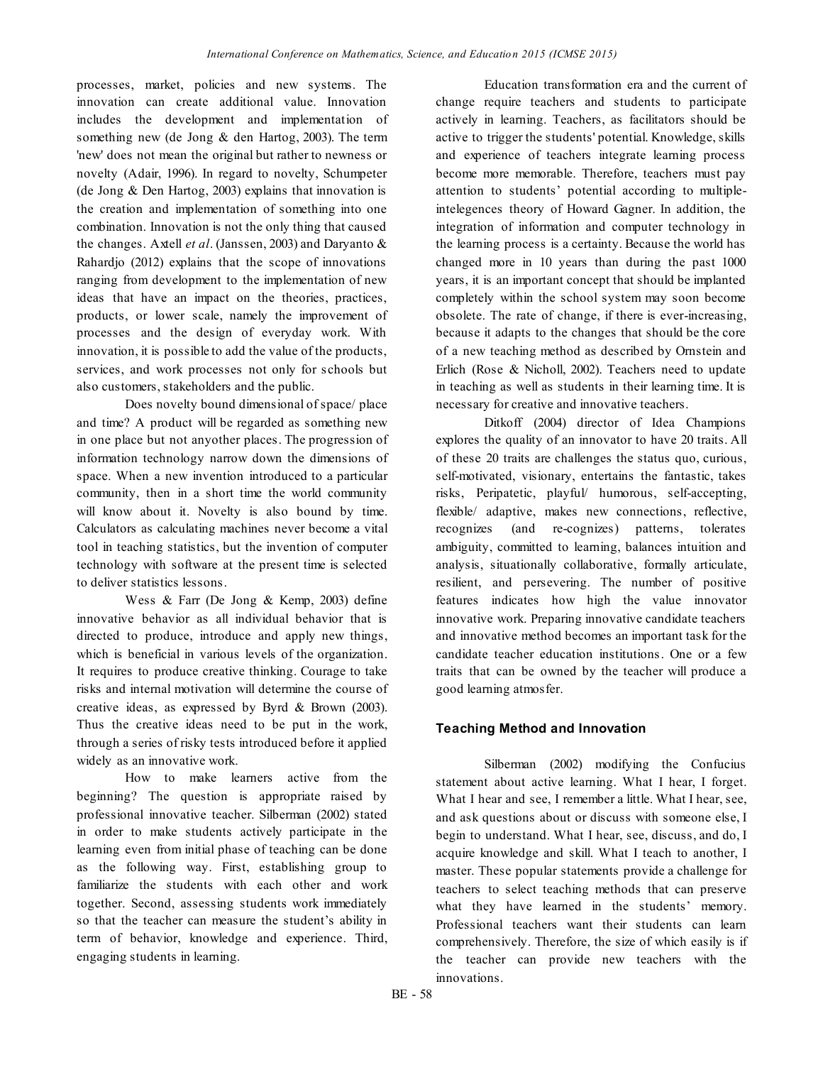processes, market, policies and new systems. The innovation can create additional value. Innovation includes the development and implementation of something new (de Jong & den Hartog, 2003). The term 'new' does not mean the original but rather to newness or novelty (Adair, 1996). In regard to novelty, Schumpeter (de Jong & Den Hartog, 2003) explains that innovation is the creation and implementation of something into one combination. Innovation is not the only thing that caused the changes. Axtell *et al*. (Janssen, 2003) and Daryanto & Rahardjo (2012) explains that the scope of innovations ranging from development to the implementation of new ideas that have an impact on the theories, practices, products, or lower scale, namely the improvement of processes and the design of everyday work. With innovation, it is possible to add the value of the products, services, and work processes not only for schools but also customers, stakeholders and the public.

Does novelty bound dimensional of space/ place and time? A product will be regarded as something new in one place but not anyother places. The progression of information technology narrow down the dimensions of space. When a new invention introduced to a particular community, then in a short time the world community will know about it. Novelty is also bound by time. Calculators as calculating machines never become a vital tool in teaching statistics, but the invention of computer technology with software at the present time is selected to deliver statistics lessons.

Wess & Farr (De Jong & Kemp, 2003) define innovative behavior as all individual behavior that is directed to produce, introduce and apply new things, which is beneficial in various levels of the organization. It requires to produce creative thinking. Courage to take risks and internal motivation will determine the course of creative ideas, as expressed by Byrd & Brown (2003). Thus the creative ideas need to be put in the work, through a series of risky tests introduced before it applied widely as an innovative work.

How to make learners active from the beginning? The question is appropriate raised by professional innovative teacher. Silberman (2002) stated in order to make students actively participate in the learning even from initial phase of teaching can be done as the following way. First, establishing group to familiarize the students with each other and work together. Second, assessing students work immediately so that the teacher can measure the student's ability in term of behavior, knowledge and experience. Third, engaging students in learning.

Education transformation era and the current of change require teachers and students to participate actively in learning. Teachers, as facilitators should be active to trigger the students' potential. Knowledge, skills and experience of teachers integrate learning process become more memorable. Therefore, teachers must pay attention to students' potential according to multiple-intelegences theory of Howard Gagner. In addition, the integration of information and computer technology in the learning process is a certainty. Because the world has changed more in 10 years than during the past 1000 years, it is an important concept that should be implanted completely within the school system may soon become obsolete. The rate of change, if there is ever-increasing, because it adapts to the changes that should be the core of a new teaching method as described by Ornstein and Erlich (Rose & Nicholl, 2002). Teachers need to update in teaching as well as students in their learning time. It is necessary for creative and innovative teachers.

Ditkoff (2004) director of Idea Champions explores the quality of an innovator to have 20 traits. All of these 20 traits are challenges the status quo, curious, self-motivated, visionary, entertains the fantastic, takes risks, Peripatetic, playful/ humorous, self-accepting, flexible/ adaptive, makes new connections, reflective, recognizes (and re-cognizes) patterns, tolerates ambiguity, committed to learning, balances intuition and analysis, situationally collaborative, formally articulate, resilient, and persevering. The number of positive features indicates how high the value innovator innovative work. Preparing innovative candidate teachers and innovative method becomes an important task for the candidate teacher education institutions. One or a few traits that can be owned by the teacher will produce a good learning atmosfer.

## Teaching Method and Innovation

Silberman (2002) modifying the Confucius statement about active learning. What I hear, I forget. What I hear and see, I remember a little. What I hear, see, and ask questions about or discuss with someone else, I begin to understand. What I hear, see, discuss, and do, I acquire knowledge and skill. What I teach to another, I master. These popular statements provide a challenge for teachers to select teaching methods that can preserve what they have learned in the students' memory. Professional teachers want their students can learn comprehensively. Therefore, the size of which easily is if the teacher can provide new teachers with the innovations.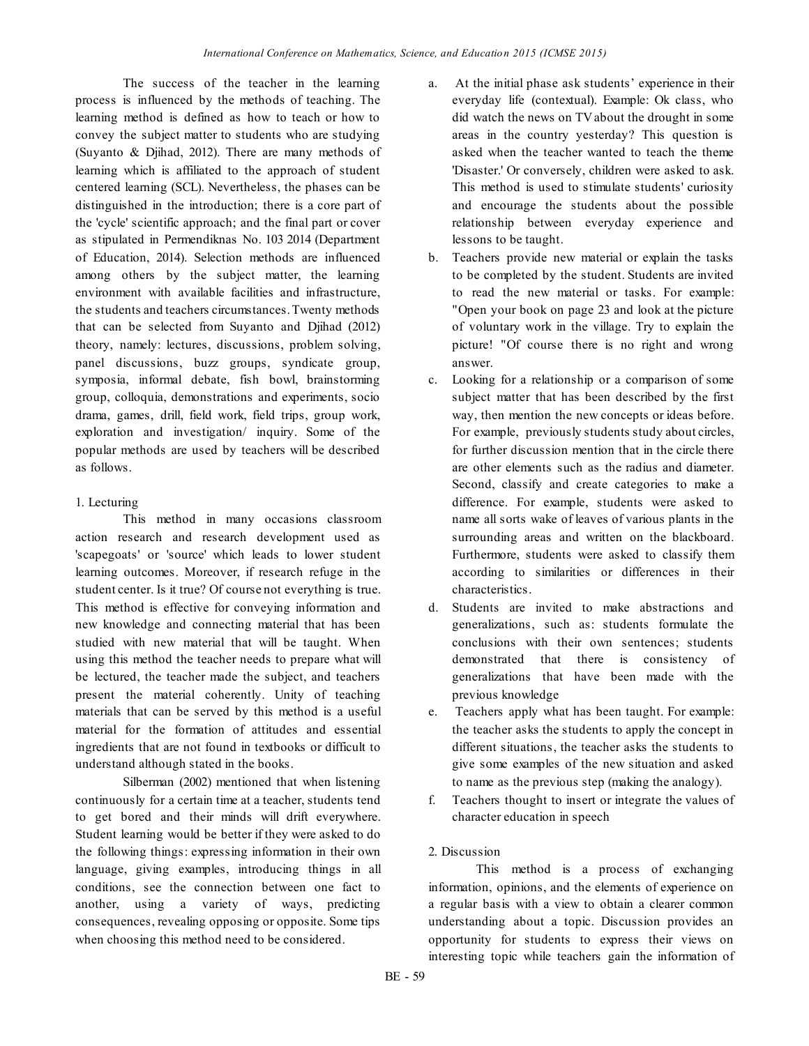The success of the teacher in the learning process is influenced by the methods of teaching. The learning method is defined as how to teach or how to convey the subject matter to students who are studying (Suyanto & Djihad, 2012). There are many methods of learning which is affiliated to the approach of student centered learning (SCL). Nevertheless, the phases can be distinguished in the introduction; there is a core part of the 'cycle' scientific approach; and the final part or cover as stipulated in Permendiknas No. 103 2014 (Department of Education, 2014). Selection methods are influenced among others by the subject matter, the learning environment with available facilities and infrastructure, the students and teachers circumstances. Twenty methods that can be selected from Suyanto and Djihad (2012) theory, namely: lectures, discussions, problem solving, panel discussions, buzz groups, syndicate group, symposia, informal debate, fish bowl, brainstorming group, colloquia, demonstrations and experiments, socio drama, games, drill, field work, field trips, group work, exploration and investigation/ inquiry. Some of the popular methods are used by teachers will be described as follows.

1. Lecturing

This method in many occasions classroom action research and research development used as 'scapegoats' or 'source' which leads to lower student learning outcomes. Moreover, if research refuge in the student center. Is it true? Of course not everything is true. This method is effective for conveying information and new knowledge and connecting material that has been studied with new material that will be taught. When using this method the teacher needs to prepare what will be lectured, the teacher made the subject, and teachers present the material coherently. Unity of teaching materials that can be served by this method is a useful material for the formation of attitudes and essential ingredients that are not found in textbooks or difficult to understand although stated in the books.

Silberman (2002) mentioned that when listening continuously for a certain time at a teacher, students tend to get bored and their minds will drift everywhere. Student learning would be better if they were asked to do the following things: expressing information in their own language, giving examples, introducing things in all conditions, see the connection between one fact to another, using a variety of ways, predicting consequences, revealing opposing or opposite. Some tips when choosing this method need to be considered.

a. At the initial phase ask students' experience in their everyday life (contextual). Example: Ok class, who did watch the news on TV about the drought in some areas in the country yesterday? This question is asked when the teacher wanted to teach the theme 'Disaster.' Or conversely, children were asked to ask. This method is used to stimulate students' curiosity and encourage the students about the possible relationship between everyday experience and lessons to be taught.
b. Teachers provide new material or explain the tasks to be completed by the student. Students are invited to read the new material or tasks. For example: "Open your book on page 23 and look at the picture of voluntary work in the village. Try to explain the picture! "Of course there is no right and wrong answer.
c. Looking for a relationship or a comparison of some subject matter that has been described by the first way, then mention the new concepts or ideas before. For example, previously students study about circles, for further discussion mention that in the circle there are other elements such as the radius and diameter. Second, classify and create categories to make a difference. For example, students were asked to name all sorts wake of leaves of various plants in the surrounding areas and written on the blackboard. Furthermore, students were asked to classify them according to similarities or differences in their characteristics.
d. Students are invited to make abstractions and generalizations, such as: students formulate the conclusions with their own sentences; students demonstrated that there is consistency of generalizations that have been made with the previous knowledge
e. Teachers apply what has been taught. For example: the teacher asks the students to apply the concept in different situations, the teacher asks the students to give some examples of the new situation and asked to name as the previous step (making the analogy).
f. Teachers thought to insert or integrate the values of character education in speech

2. Discussion

This method is a process of exchanging information, opinions, and the elements of experience on a regular basis with a view to obtain a clearer common understanding about a topic. Discussion provides an opportunity for students to express their views on interesting topic while teachers gain the information of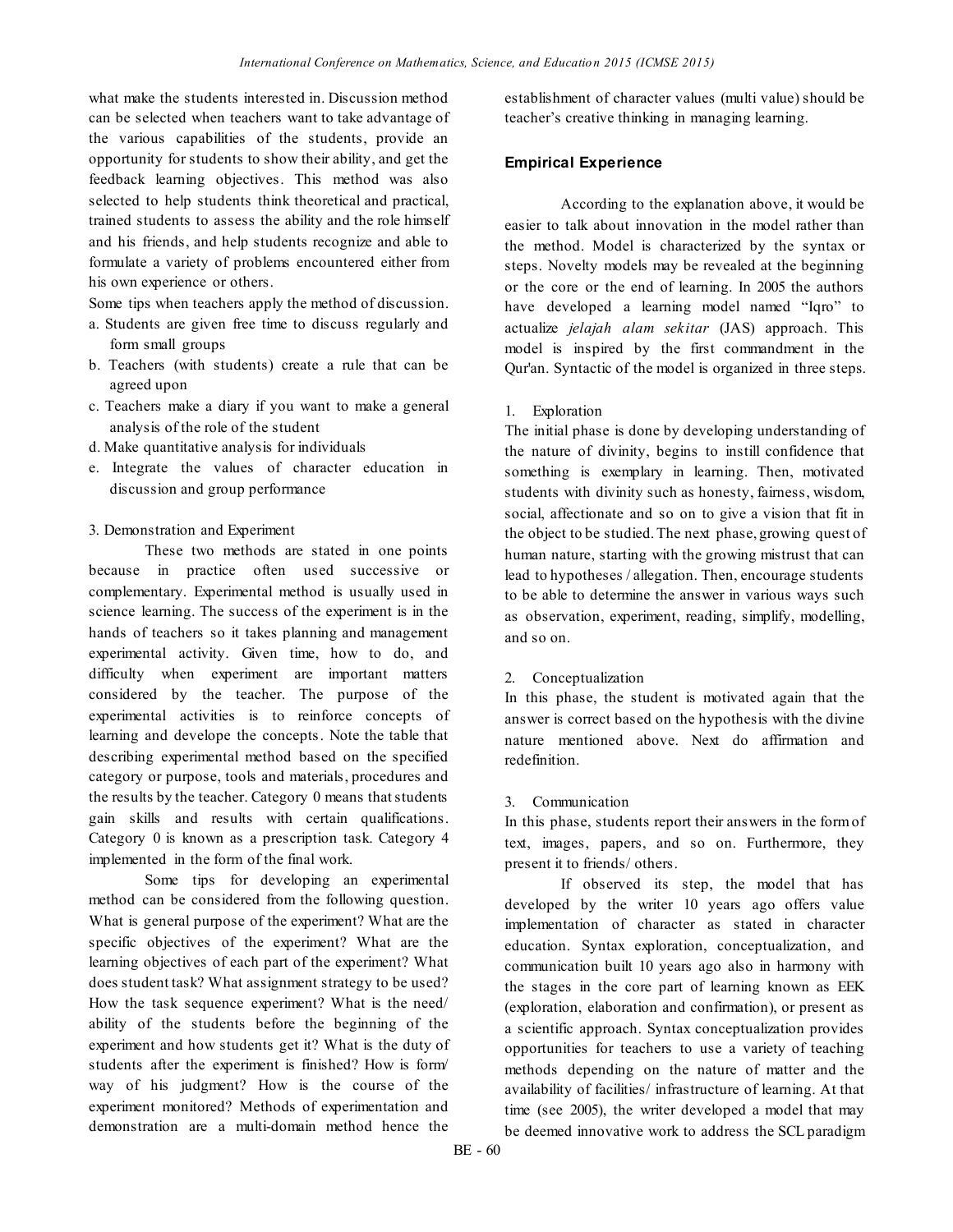what make the students interested in. Discussion method can be selected when teachers want to take advantage of the various capabilities of the students, provide an opportunity for students to show their ability, and get the feedback learning objectives. This method was also selected to help students think theoretical and practical, trained students to assess the ability and the role himself and his friends, and help students recognize and able to formulate a variety of problems encountered either from his own experience or others.

Some tips when teachers apply the method of discussion.

a. Students are given free time to discuss regularly and form small groups
b. Teachers (with students) create a rule that can be agreed upon
c. Teachers make a diary if you want to make a general analysis of the role of the student
d. Make quantitative analysis for individuals
e. Integrate the values of character education in discussion and group performance

3. Demonstration and Experiment

These two methods are stated in one points because in practice often used successive or complementary. Experimental method is usually used in science learning. The success of the experiment is in the hands of teachers so it takes planning and management experimental activity. Given time, how to do, and difficulty when experiment are important matters considered by the teacher. The purpose of the experimental activities is to reinforce concepts of learning and develope the concepts. Note the table that describing experimental method based on the specified category or purpose, tools and materials, procedures and the results by the teacher. Category 0 means that students gain skills and results with certain qualifications. Category 0 is known as a prescription task. Category 4 implemented in the form of the final work.

Some tips for developing an experimental method can be considered from the following question. What is general purpose of the experiment? What are the specific objectives of the experiment? What are the learning objectives of each part of the experiment? What does student task? What assignment strategy to be used? How the task sequence experiment? What is the need/ ability of the students before the beginning of the experiment and how students get it? What is the duty of students after the experiment is finished? How is form/ way of his judgment? How is the course of the experiment monitored? Methods of experimentation and demonstration are a multi-domain method hence the establishment of character values (multi value) should be teacher's creative thinking in managing learning.

## Empirical Experience

According to the explanation above, it would be easier to talk about innovation in the model rather than the method. Model is characterized by the syntax or steps. Novelty models may be revealed at the beginning or the core or the end of learning. In 2005 the authors have developed a learning model named "Iqro" to actualize *jelajah alam sekitar* (JAS) approach. This model is inspired by the first commandment in the Qur'an. Syntactic of the model is organized in three steps.

1. Exploration

The initial phase is done by developing understanding of the nature of divinity, begins to instill confidence that something is exemplary in learning. Then, motivated students with divinity such as honesty, fairness, wisdom, social, affectionate and so on to give a vision that fit in the object to be studied. The next phase, growing quest of human nature, starting with the growing mistrust that can lead to hypotheses / allegation. Then, encourage students to be able to determine the answer in various ways such as observation, experiment, reading, simplify, modelling, and so on.

2. Conceptualization

In this phase, the student is motivated again that the answer is correct based on the hypothesis with the divine nature mentioned above. Next do affirmation and redefinition.

3. Communication

In this phase, students report their answers in the form of text, images, papers, and so on. Furthermore, they present it to friends/ others.

If observed its step, the model that has developed by the writer 10 years ago offers value implementation of character as stated in character education. Syntax exploration, conceptualization, and communication built 10 years ago also in harmony with the stages in the core part of learning known as EEK (exploration, elaboration and confirmation), or present as a scientific approach. Syntax conceptualization provides opportunities for teachers to use a variety of teaching methods depending on the nature of matter and the availability of facilities/ infrastructure of learning. At that time (see 2005), the writer developed a model that may be deemed innovative work to address the SCL paradigm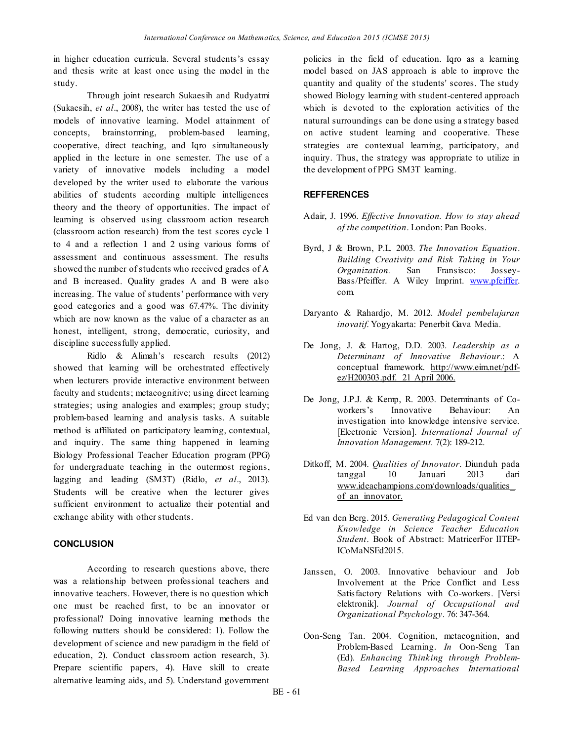in higher education curricula. Several students's essay and thesis write at least once using the model in the study.

Through joint research Sukaesih and Rudyatmi (Sukaesih, *et al*., 2008), the writer has tested the use of models of innovative learning. Model attainment of concepts, brainstorming, problem-based learning, cooperative, direct teaching, and Iqro simultaneously applied in the lecture in one semester. The use of a variety of innovative models including a model developed by the writer used to elaborate the various abilities of students according multiple intelligences theory and the theory of opportunities. The impact of learning is observed using classroom action research (classroom action research) from the test scores cycle 1 to 4 and a reflection 1 and 2 using various forms of assessment and continuous assessment. The results showed the number of students who received grades of A and B increased. Quality grades A and B were also increasing. The value of students' performance with very good categories and a good was 67.47%. The divinity which are now known as the value of a character as an honest, intelligent, strong, democratic, curiosity, and discipline successfully applied.

Ridlo & Alimah's research results (2012) showed that learning will be orchestrated effectively when lecturers provide interactive environment between faculty and students; metacognitive; using direct learning strategies; using analogies and examples; group study; problem-based learning and analysis tasks. A suitable method is affiliated on participatory learning, contextual, and inquiry. The same thing happened in learning Biology Professional Teacher Education program (PPG) for undergraduate teaching in the outermost regions, lagging and leading (SM3T) (Ridlo, *et al*., 2013). Students will be creative when the lecturer gives sufficient environment to actualize their potential and exchange ability with other students.

## CONCLUSION

According to research questions above, there was a relationship between professional teachers and innovative teachers. However, there is no question which one must be reached first, to be an innovator or professional? Doing innovative learning methods the following matters should be considered: 1). Follow the development of science and new paradigm in the field of education, 2). Conduct classroom action research, 3). Prepare scientific papers, 4). Have skill to create alternative learning aids, and 5). Understand government policies in the field of education. Iqro as a learning model based on JAS approach is able to improve the quantity and quality of the students' scores. The study showed Biology learning with student-centered approach which is devoted to the exploration activities of the natural surroundings can be done using a strategy based on active student learning and cooperative. These strategies are contextual learning, participatory, and inquiry. Thus, the strategy was appropriate to utilize in the development of PPG SM3T learning.

## REFFERENCES

Adair, J. 1996. *Effective Innovation. How to stay ahead of the competition*. London: Pan Books.

Byrd, J & Brown, P.L. 2003. *The Innovation Equation. Building Creativity and Risk Taking in Your Organization.* San Fransisco: Jossey-Bass/Pfeiffer. A Wiley Imprint. www.pfeiffer.com.

Daryanto & Rahardjo, M. 2012. *Model pembelajaran inovatif*. Yogyakarta: Penerbit Gava Media.

De Jong, J. & Hartog, D.D. 2003. *Leadership as a Determinant of Innovative Behaviour*.: A conceptual framework. http://www.eim.net/pdf-ez/H200303.pdf. 21 April 2006.

De Jong, J.P.J. & Kemp, R. 2003. Determinants of Co-workers's Innovative Behaviour: An investigation into knowledge intensive service. [Electronic Version]. *International Journal of Innovation Management.* 7(2): 189-212.

Ditkoff, M. 2004. *Qualities of Innovator*. Diunduh pada tanggal 10 Januari 2013 dari www.ideachampions.com/downloads/qualities_of_an_innovator.

Ed van den Berg. 2015. *Generating Pedagogical Content Knowledge in Science Teacher Education Student*. Book of Abstract: MatricerFor IITEP-ICoMaNSEd2015.

Janssen, O. 2003. Innovative behaviour and Job Involvement at the Price Conflict and Less Satisfactory Relations with Co-workers. [Versi elektronik]. *Journal of Occupational and Organizational Psychology*. 76: 347-364.

Oon-Seng Tan. 2004. Cognition, metacognition, and Problem-Based Learning. *In* Oon-Seng Tan (Ed). *Enhancing Thinking through Problem-Based Learning Approaches International*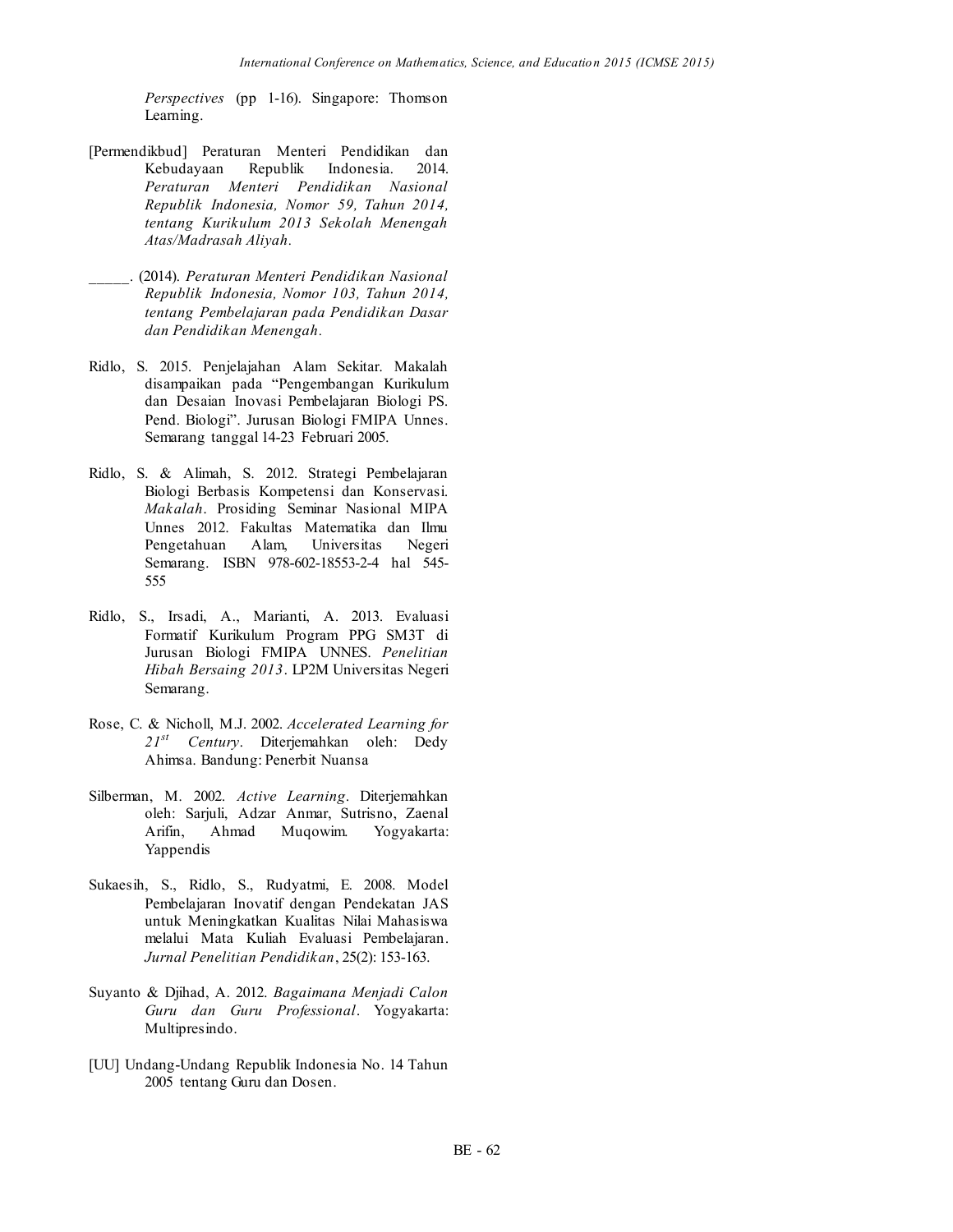*Perspectives* (pp 1-16). Singapore: Thomson Learning.

[Permendikbud] Peraturan Menteri Pendidikan dan Kebudayaan Republik Indonesia. 2014. *Peraturan Menteri Pendidikan Nasional Republik Indonesia, Nomor 59, Tahun 2014, tentang Kurikulum 2013 Sekolah Menengah Atas/Madrasah Aliyah.*

_____. (2014). *Peraturan Menteri Pendidikan Nasional Republik Indonesia, Nomor 103, Tahun 2014, tentang Pembelajaran pada Pendidikan Dasar dan Pendidikan Menengah.*

Ridlo, S. 2015. Penjelajahan Alam Sekitar. Makalah disampaikan pada "Pengembangan Kurikulum dan Desaian Inovasi Pembelajaran Biologi PS. Pend. Biologi". Jurusan Biologi FMIPA Unnes. Semarang tanggal 14-23 Februari 2005.

Ridlo, S. & Alimah, S. 2012. Strategi Pembelajaran Biologi Berbasis Kompetensi dan Konservasi. *Makalah*. Prosiding Seminar Nasional MIPA Unnes 2012. Fakultas Matematika dan Ilmu Pengetahuan Alam, Universitas Negeri Semarang. ISBN 978-602-18553-2-4 hal 545-555

Ridlo, S., Irsadi, A., Marianti, A. 2013. Evaluasi Formatif Kurikulum Program PPG SM3T di Jurusan Biologi FMIPA UNNES. *Penelitian Hibah Bersaing 2013*. LP2M Universitas Negeri Semarang.

Rose, C. & Nicholl, M.J. 2002. *Accelerated Learning for 21st Century*. Diterjemahkan oleh: Dedy Ahimsa. Bandung: Penerbit Nuansa

Silberman, M. 2002. *Active Learning*. Diterjemahkan oleh: Sarjuli, Adzar Anmar, Sutrisno, Zaenal Arifin, Ahmad Muqowim. Yogyakarta: Yappendis

Sukaesih, S., Ridlo, S., Rudyatmi, E. 2008. Model Pembelajaran Inovatif dengan Pendekatan JAS untuk Meningkatkan Kualitas Nilai Mahasiswa melalui Mata Kuliah Evaluasi Pembelajaran. *Jurnal Penelitian Pendidikan*, 25(2): 153-163.

Suyanto & Djihad, A. 2012. *Bagaimana Menjadi Calon Guru dan Guru Professional*. Yogyakarta: Multipresindo.

[UU] Undang-Undang Republik Indonesia No. 14 Tahun 2005 tentang Guru dan Dosen.